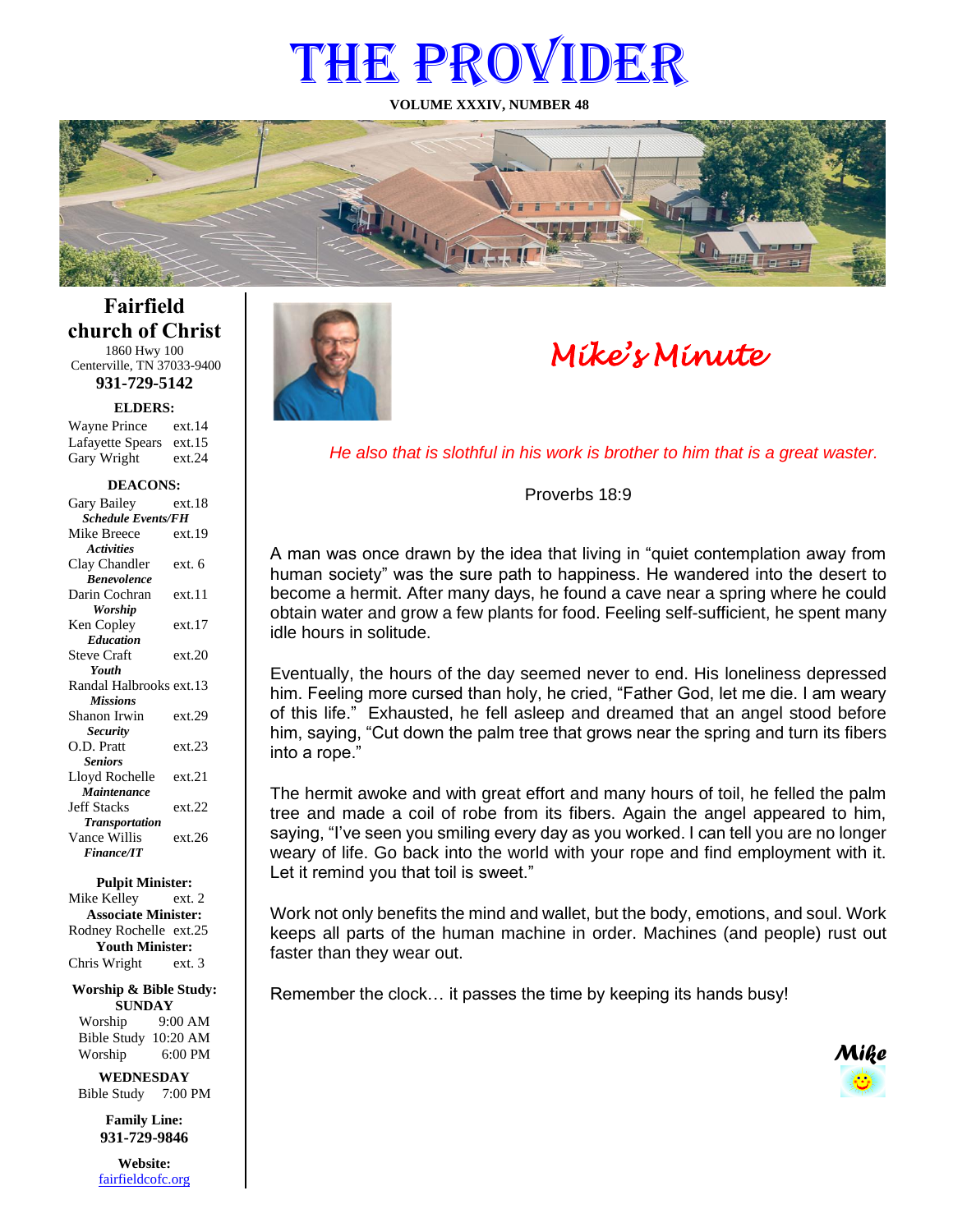# THE PROVIDER

**VOLUME XXXIV, NUMBER 48**

## Fairfield church of Christ

1860 Hwy 100
Centerville, TN 37033-9400

**931-729-5142**

**ELDERS:**

Wayne Prince ext.14
Lafayette Spears ext.15
Gary Wright ext.24

**DEACONS:**

Gary Bailey ext.18
***Schedule Events/FH***
Mike Breece ext.19
***Activities***
Clay Chandler ext. 6
***Benevolence***
Darin Cochran ext.11
***Worship***
Ken Copley ext.17
***Education***
Steve Craft ext.20
***Youth***
Randal Halbrooks ext.13
***Missions***
Shanon Irwin ext.29
***Security***
O.D. Pratt ext.23
***Seniors***
Lloyd Rochelle ext.21
***Maintenance***
Jeff Stacks ext.22
***Transportation***
Vance Willis ext.26
***Finance/IT***

**Pulpit Minister:**
Mike Kelley ext. 2
**Associate Minister:**
Rodney Rochelle ext.25
**Youth Minister:**
Chris Wright ext. 3

**Worship & Bible Study:**
**SUNDAY**
Worship 9:00 AM
Bible Study 10:20 AM
Worship 6:00 PM

**WEDNESDAY**
Bible Study 7:00 PM

**Family Line:**
**931-729-9846**

**Website:**
fairfieldcofc.org

## *Mike's Minute*

*He also that is slothful in his work is brother to him that is a great waster.*

Proverbs 18:9

A man was once drawn by the idea that living in "quiet contemplation away from human society" was the sure path to happiness. He wandered into the desert to become a hermit. After many days, he found a cave near a spring where he could obtain water and grow a few plants for food. Feeling self-sufficient, he spent many idle hours in solitude.

Eventually, the hours of the day seemed never to end. His loneliness depressed him. Feeling more cursed than holy, he cried, "Father God, let me die. I am weary of this life." Exhausted, he fell asleep and dreamed that an angel stood before him, saying, "Cut down the palm tree that grows near the spring and turn its fibers into a rope."

The hermit awoke and with great effort and many hours of toil, he felled the palm tree and made a coil of robe from its fibers. Again the angel appeared to him, saying, "I've seen you smiling every day as you worked. I can tell you are no longer weary of life. Go back into the world with your rope and find employment with it. Let it remind you that toil is sweet."

Work not only benefits the mind and wallet, but the body, emotions, and soul. Work keeps all parts of the human machine in order. Machines (and people) rust out faster than they wear out.

Remember the clock… it passes the time by keeping its hands busy!

*Mike*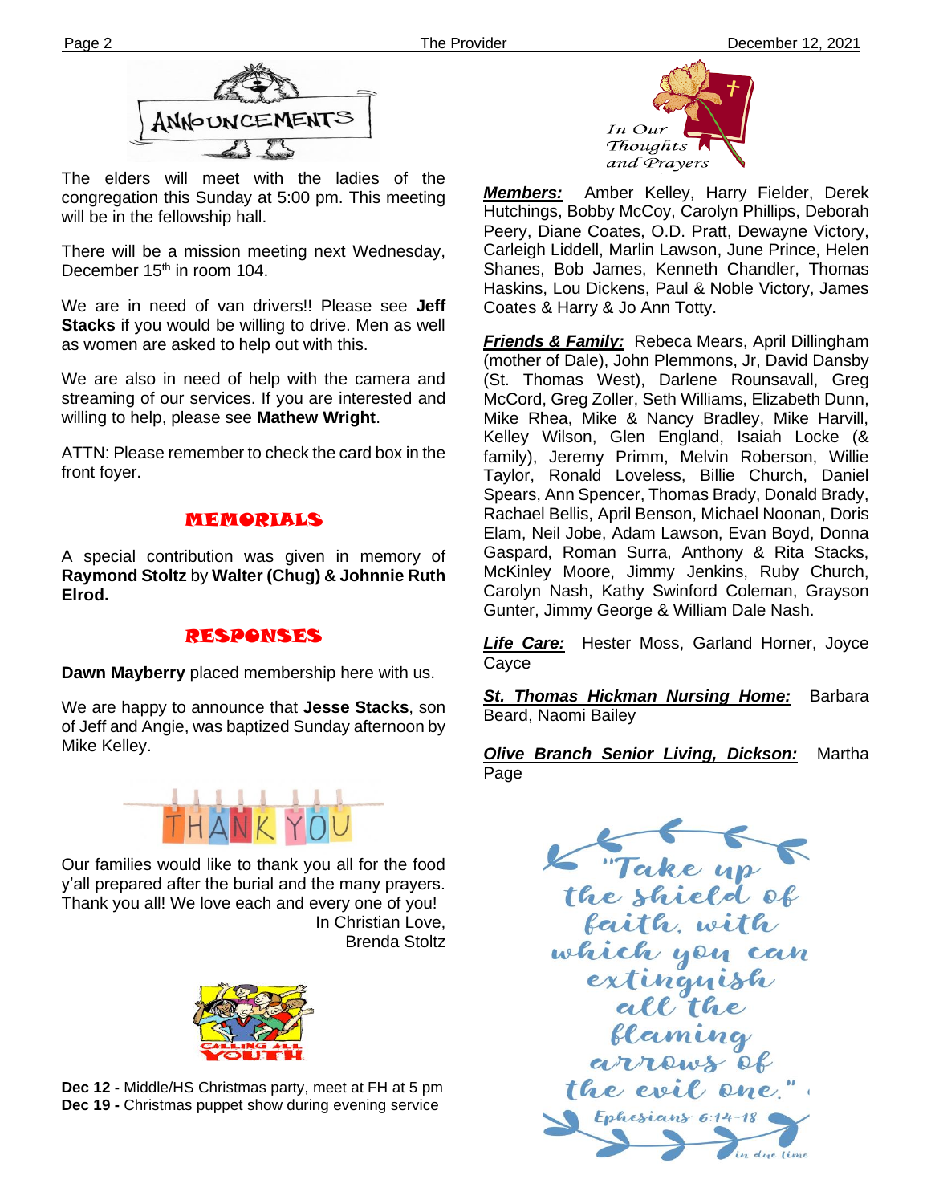# ANNOUNCEMENTS

The elders will meet with the ladies of the congregation this Sunday at 5:00 pm. This meeting will be in the fellowship hall.

There will be a mission meeting next Wednesday, December 15th in room 104.

We are in need of van drivers!! Please see **Jeff Stacks** if you would be willing to drive. Men as well as women are asked to help out with this.

We are also in need of help with the camera and streaming of our services. If you are interested and willing to help, please see **Mathew Wright**.

ATTN: Please remember to check the card box in the front foyer.

## MEMORIALS

A special contribution was given in memory of **Raymond Stoltz** by **Walter (Chug) & Johnnie Ruth Elrod.**

## RESPONSES

**Dawn Mayberry** placed membership here with us.

We are happy to announce that **Jesse Stacks**, son of Jeff and Angie, was baptized Sunday afternoon by Mike Kelley.

## THANK YOU

Our families would like to thank you all for the food y'all prepared after the burial and the many prayers. Thank you all! We love each and every one of you!

In Christian Love,
Brenda Stoltz

## CALLING ALL YOUTH

**Dec 12 -** Middle/HS Christmas party, meet at FH at 5 pm
**Dec 19 -** Christmas puppet show during evening service

## In Our Thoughts and Prayers

***Members:*** Amber Kelley, Harry Fielder, Derek Hutchings, Bobby McCoy, Carolyn Phillips, Deborah Peery, Diane Coates, O.D. Pratt, Dewayne Victory, Carleigh Liddell, Marlin Lawson, June Prince, Helen Shanes, Bob James, Kenneth Chandler, Thomas Haskins, Lou Dickens, Paul & Noble Victory, James Coates & Harry & Jo Ann Totty.

***Friends & Family:*** Rebeca Mears, April Dillingham (mother of Dale), John Plemmons, Jr, David Dansby (St. Thomas West), Darlene Rounsavall, Greg McCord, Greg Zoller, Seth Williams, Elizabeth Dunn, Mike Rhea, Mike & Nancy Bradley, Mike Harvill, Kelley Wilson, Glen England, Isaiah Locke (& family), Jeremy Primm, Melvin Roberson, Willie Taylor, Ronald Loveless, Billie Church, Daniel Spears, Ann Spencer, Thomas Brady, Donald Brady, Rachael Bellis, April Benson, Michael Noonan, Doris Elam, Neil Jobe, Adam Lawson, Evan Boyd, Donna Gaspard, Roman Surra, Anthony & Rita Stacks, McKinley Moore, Jimmy Jenkins, Ruby Church, Carolyn Nash, Kathy Swinford Coleman, Grayson Gunter, Jimmy George & William Dale Nash.

***Life Care:*** Hester Moss, Garland Horner, Joyce Cayce

***St. Thomas Hickman Nursing Home:*** Barbara Beard, Naomi Bailey

***Olive Branch Senior Living, Dickson:*** Martha Page

"Take up the shield of faith, with which you can extinguish all the flaming arrows of the evil one."
Ephesians 6:14-18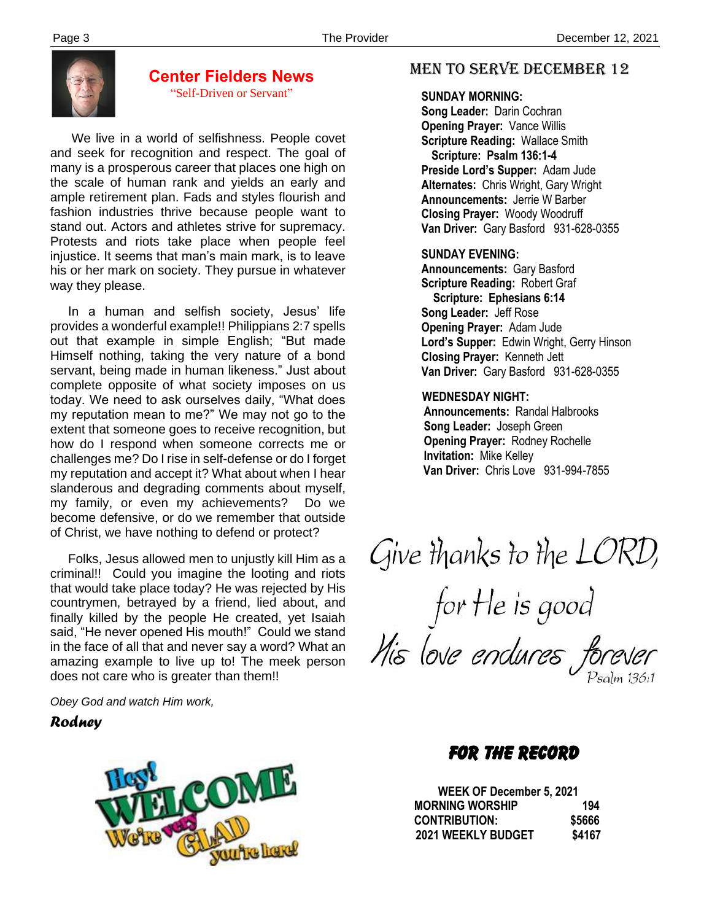## Center Fielders News

"Self-Driven or Servant"

We live in a world of selfishness. People covet and seek for recognition and respect. The goal of many is a prosperous career that places one high on the scale of human rank and yields an early and ample retirement plan. Fads and styles flourish and fashion industries thrive because people want to stand out. Actors and athletes strive for supremacy. Protests and riots take place when people feel injustice. It seems that man's main mark, is to leave his or her mark on society. They pursue in whatever way they please.

In a human and selfish society, Jesus' life provides a wonderful example!! Philippians 2:7 spells out that example in simple English; "But made Himself nothing, taking the very nature of a bond servant, being made in human likeness." Just about complete opposite of what society imposes on us today. We need to ask ourselves daily, "What does my reputation mean to me?" We may not go to the extent that someone goes to receive recognition, but how do I respond when someone corrects me or challenges me? Do I rise in self-defense or do I forget my reputation and accept it? What about when I hear slanderous and degrading comments about myself, my family, or even my achievements? Do we become defensive, or do we remember that outside of Christ, we have nothing to defend or protect?

Folks, Jesus allowed men to unjustly kill Him as a criminal!! Could you imagine the looting and riots that would take place today? He was rejected by His countrymen, betrayed by a friend, lied about, and finally killed by the people He created, yet Isaiah said, "He never opened His mouth!" Could we stand in the face of all that and never say a word? What an amazing example to live up to! The meek person does not care who is greater than them!!

*Obey God and watch Him work,*

***Rodney***

Hey! WELCOME We're very GLAD you're here!

## MEN TO SERVE DECEMBER 12

**SUNDAY MORNING:**
**Song Leader:** Darin Cochran
**Opening Prayer:** Vance Willis
**Scripture Reading:** Wallace Smith
**Scripture: Psalm 136:1-4**
**Preside Lord's Supper:** Adam Jude
**Alternates:** Chris Wright, Gary Wright
**Announcements:** Jerrie W Barber
**Closing Prayer:** Woody Woodruff
**Van Driver:** Gary Basford 931-628-0355

**SUNDAY EVENING:**
**Announcements:** Gary Basford
**Scripture Reading:** Robert Graf
**Scripture: Ephesians 6:14**
**Song Leader:** Jeff Rose
**Opening Prayer:** Adam Jude
**Lord's Supper:** Edwin Wright, Gerry Hinson
**Closing Prayer:** Kenneth Jett
**Van Driver:** Gary Basford 931-628-0355

**WEDNESDAY NIGHT:**
**Announcements:** Randal Halbrooks
**Song Leader:** Joseph Green
**Opening Prayer:** Rodney Rochelle
**Invitation:** Mike Kelley
**Van Driver:** Chris Love 931-994-7855

Give thanks to the LORD, for He is good His love endures forever
Psalm 136:1

## FOR THE RECORD

| WEEK OF December 5, 2021 | |
|---|---|
| MORNING WORSHIP | 194 |
| CONTRIBUTION: | $5666 |
| 2021 WEEKLY BUDGET | $4167 |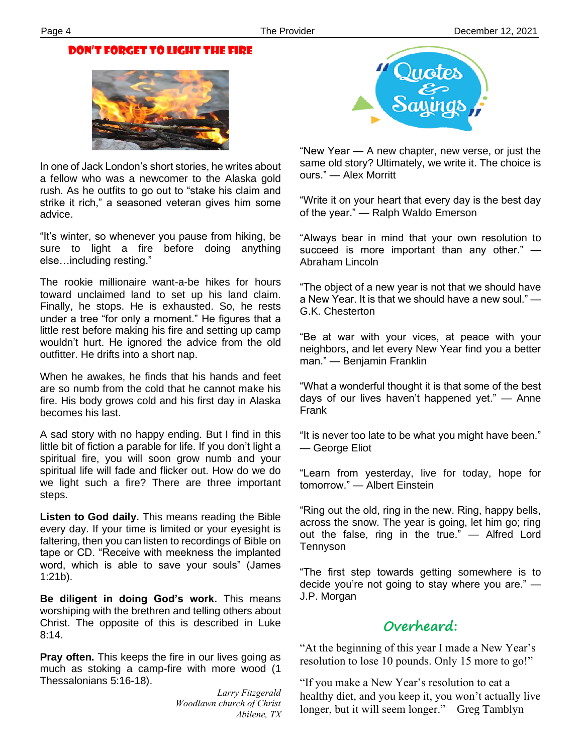## Don't Forget to Light the Fire

In one of Jack London's short stories, he writes about a fellow who was a newcomer to the Alaska gold rush. As he outfits to go out to "stake his claim and strike it rich," a seasoned veteran gives him some advice.

"It's winter, so whenever you pause from hiking, be sure to light a fire before doing anything else…including resting."

The rookie millionaire want-a-be hikes for hours toward unclaimed land to set up his land claim. Finally, he stops. He is exhausted. So, he rests under a tree "for only a moment." He figures that a little rest before making his fire and setting up camp wouldn't hurt. He ignored the advice from the old outfitter. He drifts into a short nap.

When he awakes, he finds that his hands and feet are so numb from the cold that he cannot make his fire. His body grows cold and his first day in Alaska becomes his last.

A sad story with no happy ending. But I find in this little bit of fiction a parable for life. If you don't light a spiritual fire, you will soon grow numb and your spiritual life will fade and flicker out. How do we do we light such a fire? There are three important steps.

**Listen to God daily.** This means reading the Bible every day. If your time is limited or your eyesight is faltering, then you can listen to recordings of Bible on tape or CD. "Receive with meekness the implanted word, which is able to save your souls" (James 1:21b).

**Be diligent in doing God's work.** This means worshiping with the brethren and telling others about Christ. The opposite of this is described in Luke 8:14.

**Pray often.** This keeps the fire in our lives going as much as stoking a camp-fire with more wood (1 Thessalonians 5:16-18).

*Larry Fitzgerald*
*Woodlawn church of Christ*
*Abilene, TX*

## Quotes & Sayings

"New Year — A new chapter, new verse, or just the same old story? Ultimately, we write it. The choice is ours." — Alex Morritt

"Write it on your heart that every day is the best day of the year." — Ralph Waldo Emerson

"Always bear in mind that your own resolution to succeed is more important than any other." — Abraham Lincoln

"The object of a new year is not that we should have a New Year. It is that we should have a new soul." — G.K. Chesterton

"Be at war with your vices, at peace with your neighbors, and let every New Year find you a better man." — Benjamin Franklin

"What a wonderful thought it is that some of the best days of our lives haven't happened yet." — Anne Frank

"It is never too late to be what you might have been." — George Eliot

"Learn from yesterday, live for today, hope for tomorrow." — Albert Einstein

"Ring out the old, ring in the new. Ring, happy bells, across the snow. The year is going, let him go; ring out the false, ring in the true." — Alfred Lord Tennyson

"The first step towards getting somewhere is to decide you're not going to stay where you are." — J.P. Morgan

## Overheard:

"At the beginning of this year I made a New Year's resolution to lose 10 pounds. Only 15 more to go!"

"If you make a New Year's resolution to eat a healthy diet, and you keep it, you won't actually live longer, but it will seem longer." – Greg Tamblyn